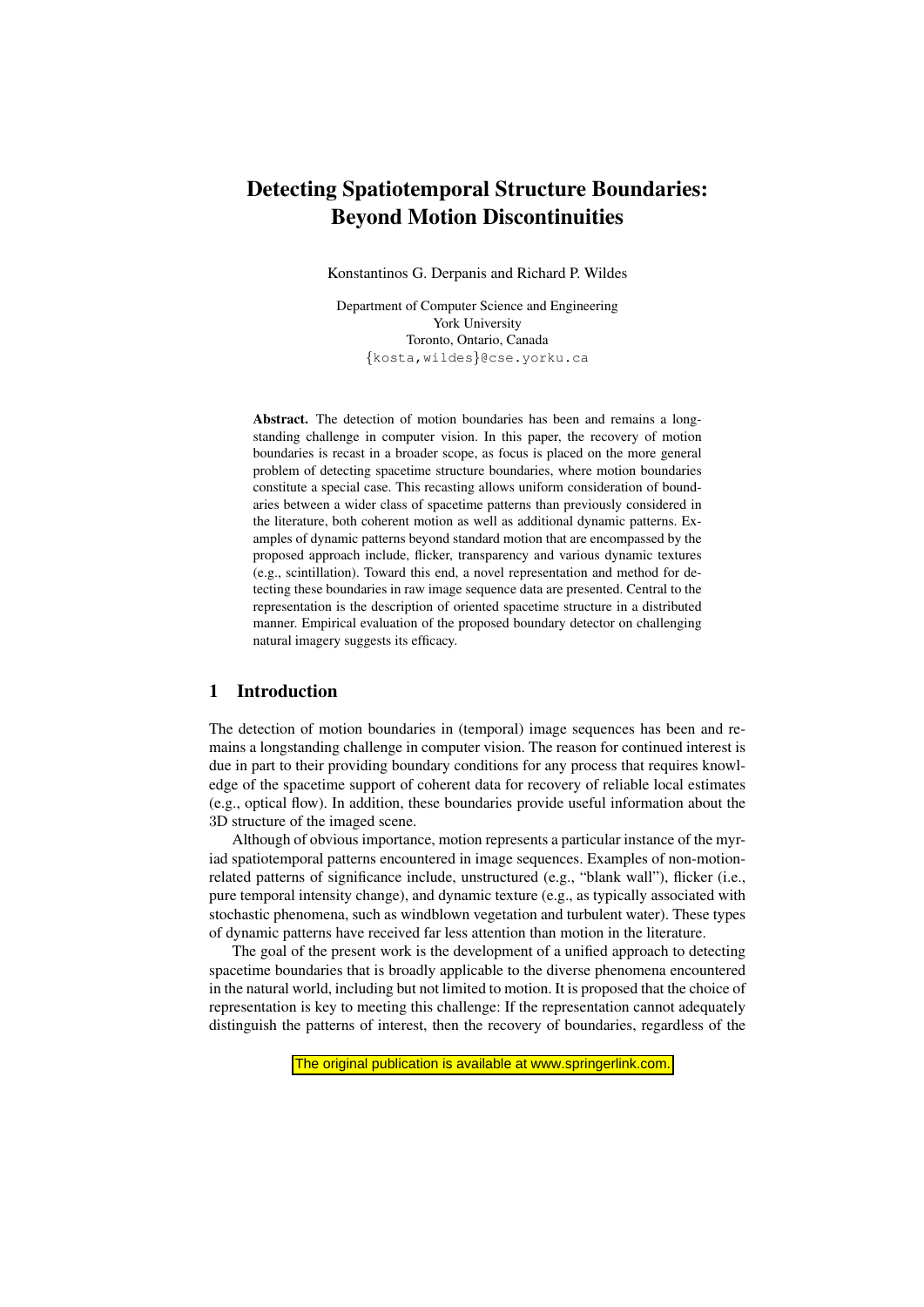# Detecting Spatiotemporal Structure Boundaries: Beyond Motion Discontinuities

Konstantinos G. Derpanis and Richard P. Wildes

Department of Computer Science and Engineering
York University
Toronto, Ontario, Canada
{kosta,wildes}@cse.yorku.ca

**Abstract.** The detection of motion boundaries has been and remains a longstanding challenge in computer vision. In this paper, the recovery of motion boundaries is recast in a broader scope, as focus is placed on the more general problem of detecting spacetime structure boundaries, where motion boundaries constitute a special case. This recasting allows uniform consideration of boundaries between a wider class of spacetime patterns than previously considered in the literature, both coherent motion as well as additional dynamic patterns. Examples of dynamic patterns beyond standard motion that are encompassed by the proposed approach include, flicker, transparency and various dynamic textures (e.g., scintillation). Toward this end, a novel representation and method for detecting these boundaries in raw image sequence data are presented. Central to the representation is the description of oriented spacetime structure in a distributed manner. Empirical evaluation of the proposed boundary detector on challenging natural imagery suggests its efficacy.

## 1 Introduction

The detection of motion boundaries in (temporal) image sequences has been and remains a longstanding challenge in computer vision. The reason for continued interest is due in part to their providing boundary conditions for any process that requires knowledge of the spacetime support of coherent data for recovery of reliable local estimates (e.g., optical flow). In addition, these boundaries provide useful information about the 3D structure of the imaged scene.

Although of obvious importance, motion represents a particular instance of the myriad spatiotemporal patterns encountered in image sequences. Examples of non-motion-related patterns of significance include, unstructured (e.g., "blank wall"), flicker (i.e., pure temporal intensity change), and dynamic texture (e.g., as typically associated with stochastic phenomena, such as windblown vegetation and turbulent water). These types of dynamic patterns have received far less attention than motion in the literature.

The goal of the present work is the development of a unified approach to detecting spacetime boundaries that is broadly applicable to the diverse phenomena encountered in the natural world, including but not limited to motion. It is proposed that the choice of representation is key to meeting this challenge: If the representation cannot adequately distinguish the patterns of interest, then the recovery of boundaries, regardless of the

The original publication is available at www.springerlink.com.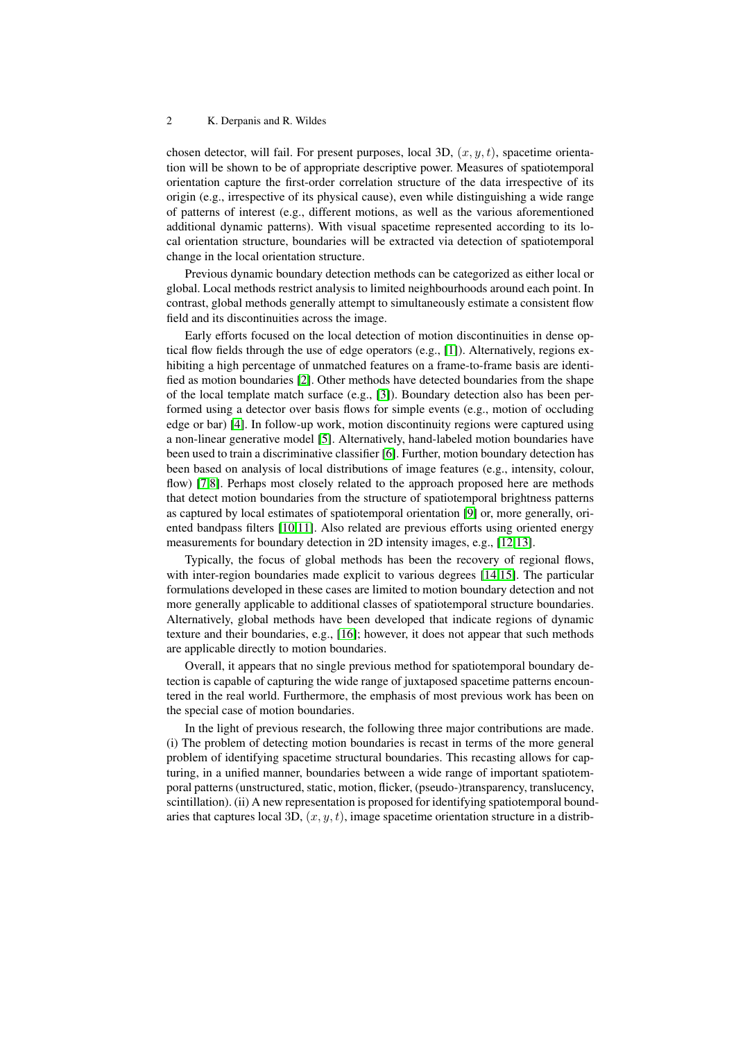chosen detector, will fail. For present purposes, local 3D, $(x, y, t)$, spacetime orientation will be shown to be of appropriate descriptive power. Measures of spatiotemporal orientation capture the first-order correlation structure of the data irrespective of its origin (e.g., irrespective of its physical cause), even while distinguishing a wide range of patterns of interest (e.g., different motions, as well as the various aforementioned additional dynamic patterns). With visual spacetime represented according to its local orientation structure, boundaries will be extracted via detection of spatiotemporal change in the local orientation structure.

Previous dynamic boundary detection methods can be categorized as either local or global. Local methods restrict analysis to limited neighbourhoods around each point. In contrast, global methods generally attempt to simultaneously estimate a consistent flow field and its discontinuities across the image.

Early efforts focused on the local detection of motion discontinuities in dense optical flow fields through the use of edge operators (e.g., [1]). Alternatively, regions exhibiting a high percentage of unmatched features on a frame-to-frame basis are identified as motion boundaries [2]. Other methods have detected boundaries from the shape of the local template match surface (e.g., [3]). Boundary detection also has been performed using a detector over basis flows for simple events (e.g., motion of occluding edge or bar) [4]. In follow-up work, motion discontinuity regions were captured using a non-linear generative model [5]. Alternatively, hand-labeled motion boundaries have been used to train a discriminative classifier [6]. Further, motion boundary detection has been based on analysis of local distributions of image features (e.g., intensity, colour, flow) [7,8]. Perhaps most closely related to the approach proposed here are methods that detect motion boundaries from the structure of spatiotemporal brightness patterns as captured by local estimates of spatiotemporal orientation [9] or, more generally, oriented bandpass filters [10,11]. Also related are previous efforts using oriented energy measurements for boundary detection in 2D intensity images, e.g., [12,13].

Typically, the focus of global methods has been the recovery of regional flows, with inter-region boundaries made explicit to various degrees [14,15]. The particular formulations developed in these cases are limited to motion boundary detection and not more generally applicable to additional classes of spatiotemporal structure boundaries. Alternatively, global methods have been developed that indicate regions of dynamic texture and their boundaries, e.g., [16]; however, it does not appear that such methods are applicable directly to motion boundaries.

Overall, it appears that no single previous method for spatiotemporal boundary detection is capable of capturing the wide range of juxtaposed spacetime patterns encountered in the real world. Furthermore, the emphasis of most previous work has been on the special case of motion boundaries.

In the light of previous research, the following three major contributions are made. (i) The problem of detecting motion boundaries is recast in terms of the more general problem of identifying spacetime structural boundaries. This recasting allows for capturing, in a unified manner, boundaries between a wide range of important spatiotemporal patterns (unstructured, static, motion, flicker, (pseudo-)transparency, translucency, scintillation). (ii) A new representation is proposed for identifying spatiotemporal boundaries that captures local 3D, $(x, y, t)$, image spacetime orientation structure in a distrib-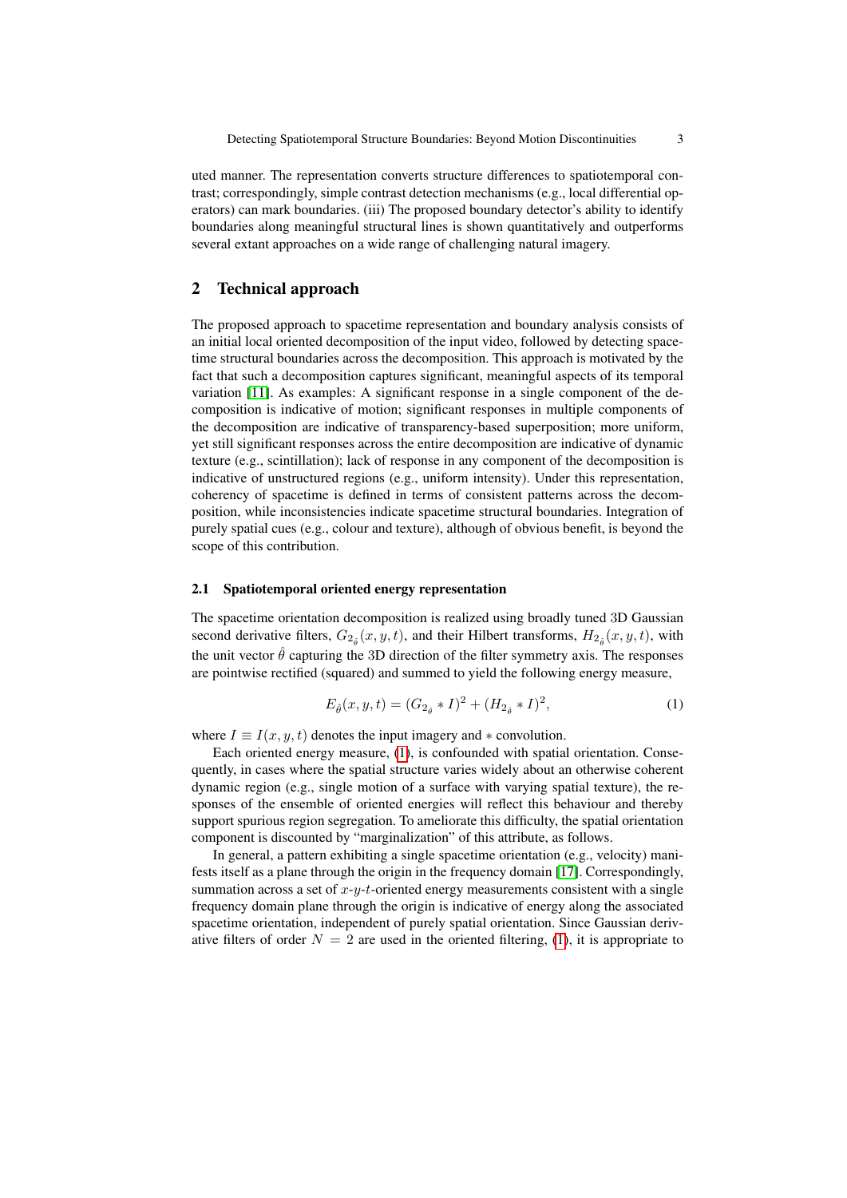uted manner. The representation converts structure differences to spatiotemporal contrast; correspondingly, simple contrast detection mechanisms (e.g., local differential operators) can mark boundaries. (iii) The proposed boundary detector's ability to identify boundaries along meaningful structural lines is shown quantitatively and outperforms several extant approaches on a wide range of challenging natural imagery.

## 2 Technical approach

The proposed approach to spacetime representation and boundary analysis consists of an initial local oriented decomposition of the input video, followed by detecting spacetime structural boundaries across the decomposition. This approach is motivated by the fact that such a decomposition captures significant, meaningful aspects of its temporal variation [11]. As examples: A significant response in a single component of the decomposition is indicative of motion; significant responses in multiple components of the decomposition are indicative of transparency-based superposition; more uniform, yet still significant responses across the entire decomposition are indicative of dynamic texture (e.g., scintillation); lack of response in any component of the decomposition is indicative of unstructured regions (e.g., uniform intensity). Under this representation, coherency of spacetime is defined in terms of consistent patterns across the decomposition, while inconsistencies indicate spacetime structural boundaries. Integration of purely spatial cues (e.g., colour and texture), although of obvious benefit, is beyond the scope of this contribution.

### 2.1 Spatiotemporal oriented energy representation

The spacetime orientation decomposition is realized using broadly tuned 3D Gaussian second derivative filters, $G_{2_{\hat{\theta}}}(x, y, t)$, and their Hilbert transforms, $H_{2_{\hat{\theta}}}(x, y, t)$, with the unit vector $\hat{\theta}$ capturing the 3D direction of the filter symmetry axis. The responses are pointwise rectified (squared) and summed to yield the following energy measure,

$$E_{\hat{\theta}}(x, y, t) = (G_{2_{\hat{\theta}}} * I)^2 + (H_{2_{\hat{\theta}}} * I)^2, \tag{1}$$

where $I \equiv I(x, y, t)$ denotes the input imagery and $*$ convolution.

Each oriented energy measure, (1), is confounded with spatial orientation. Consequently, in cases where the spatial structure varies widely about an otherwise coherent dynamic region (e.g., single motion of a surface with varying spatial texture), the responses of the ensemble of oriented energies will reflect this behaviour and thereby support spurious region segregation. To ameliorate this difficulty, the spatial orientation component is discounted by "marginalization" of this attribute, as follows.

In general, a pattern exhibiting a single spacetime orientation (e.g., velocity) manifests itself as a plane through the origin in the frequency domain [17]. Correspondingly, summation across a set of $x$-$y$-$t$-oriented energy measurements consistent with a single frequency domain plane through the origin is indicative of energy along the associated spacetime orientation, independent of purely spatial orientation. Since Gaussian derivative filters of order $N = 2$ are used in the oriented filtering, (1), it is appropriate to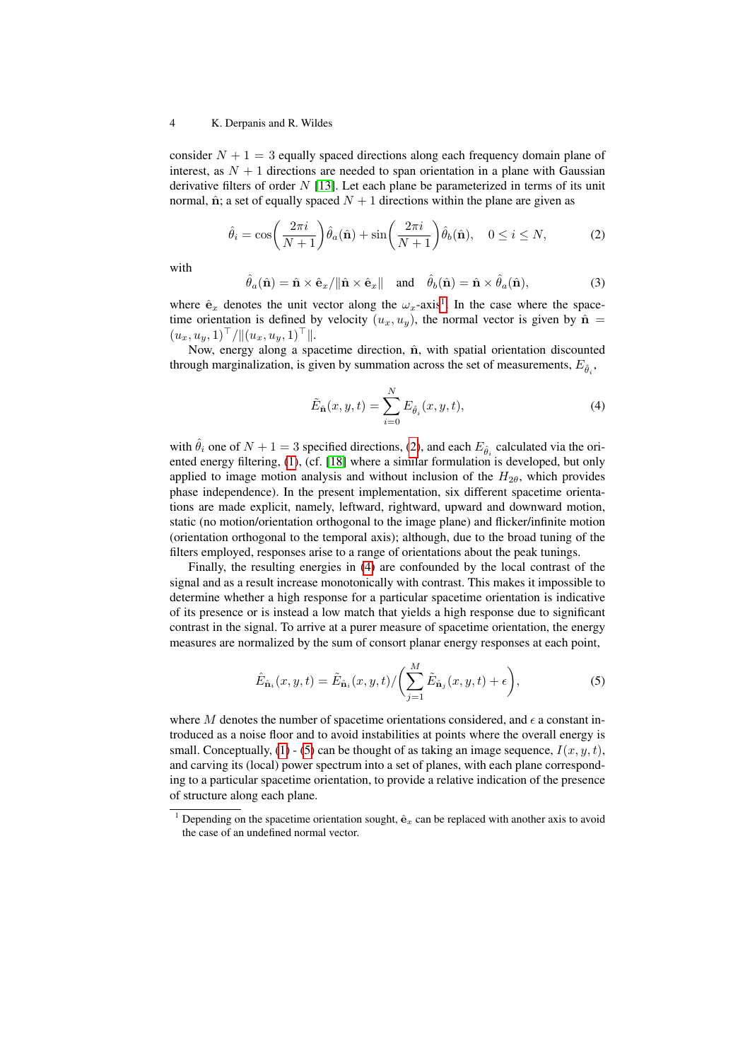consider $N + 1 = 3$ equally spaced directions along each frequency domain plane of interest, as $N + 1$ directions are needed to span orientation in a plane with Gaussian derivative filters of order $N$ [13]. Let each plane be parameterized in terms of its unit normal, $\hat{\mathbf{n}}$; a set of equally spaced $N + 1$ directions within the plane are given as

$$\hat{\theta}_i = \cos\left(\frac{2\pi i}{N+1}\right)\hat{\theta}_a(\hat{\mathbf{n}}) + \sin\left(\frac{2\pi i}{N+1}\right)\hat{\theta}_b(\hat{\mathbf{n}}), \quad 0 \le i \le N, \tag{2}$$

with

$$\hat{\theta}_a(\hat{\mathbf{n}}) = \hat{\mathbf{n}} \times \hat{\mathbf{e}}_x / \|\hat{\mathbf{n}} \times \hat{\mathbf{e}}_x\| \quad \text{and} \quad \hat{\theta}_b(\hat{\mathbf{n}}) = \hat{\mathbf{n}} \times \hat{\theta}_a(\hat{\mathbf{n}}), \tag{3}$$

where $\hat{\mathbf{e}}_x$ denotes the unit vector along the $\omega_x$-axis[1]. In the case where the spacetime orientation is defined by velocity $(u_x, u_y)$, the normal vector is given by $\hat{\mathbf{n}} = (u_x, u_y, 1)^\top / \|(u_x, u_y, 1)^\top\|$.

Now, energy along a spacetime direction, $\hat{\mathbf{n}}$, with spatial orientation discounted through marginalization, is given by summation across the set of measurements, $E_{\hat{\theta}_i}$,

$$\tilde{E}_{\hat{\mathbf{n}}}(x, y, t) = \sum_{i=0}^{N} E_{\hat{\theta}_i}(x, y, t), \tag{4}$$

with $\hat{\theta}_i$ one of $N + 1 = 3$ specified directions, (2), and each $E_{\hat{\theta}_i}$ calculated via the oriented energy filtering, (1), (cf. [18] where a similar formulation is developed, but only applied to image motion analysis and without inclusion of the $H_{2\theta}$, which provides phase independence). In the present implementation, six different spacetime orientations are made explicit, namely, leftward, rightward, upward and downward motion, static (no motion/orientation orthogonal to the image plane) and flicker/infinite motion (orientation orthogonal to the temporal axis); although, due to the broad tuning of the filters employed, responses arise to a range of orientations about the peak tunings.

Finally, the resulting energies in (4) are confounded by the local contrast of the signal and as a result increase monotonically with contrast. This makes it impossible to determine whether a high response for a particular spacetime orientation is indicative of its presence or is instead a low match that yields a high response due to significant contrast in the signal. To arrive at a purer measure of spacetime orientation, the energy measures are normalized by the sum of consort planar energy responses at each point,

$$\hat{E}_{\hat{\mathbf{n}}_i}(x, y, t) = \tilde{E}_{\hat{\mathbf{n}}_i}(x, y, t) / \left( \sum_{j=1}^{M} \tilde{E}_{\hat{\mathbf{n}}_j}(x, y, t) + \epsilon \right), \tag{5}$$

where $M$ denotes the number of spacetime orientations considered, and $\epsilon$ a constant introduced as a noise floor and to avoid instabilities at points where the overall energy is small. Conceptually, (1) - (5) can be thought of as taking an image sequence, $I(x, y, t)$, and carving its (local) power spectrum into a set of planes, with each plane corresponding to a particular spacetime orientation, to provide a relative indication of the presence of structure along each plane.

---

[1] Depending on the spacetime orientation sought, $\hat{\mathbf{e}}_x$ can be replaced with another axis to avoid the case of an undefined normal vector.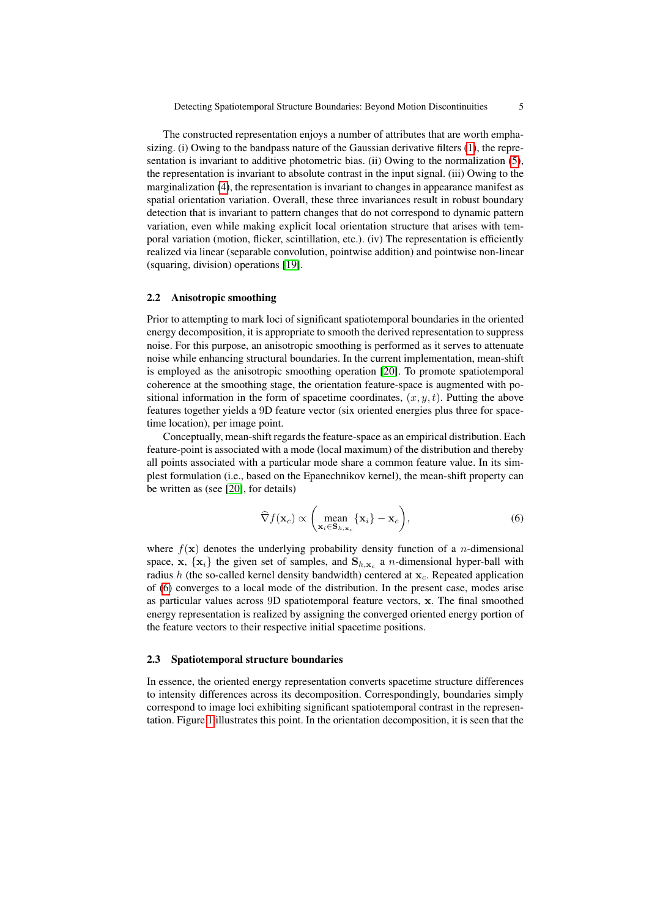The constructed representation enjoys a number of attributes that are worth emphasizing. (i) Owing to the bandpass nature of the Gaussian derivative filters (1), the representation is invariant to additive photometric bias. (ii) Owing to the normalization (5), the representation is invariant to absolute contrast in the input signal. (iii) Owing to the marginalization (4), the representation is invariant to changes in appearance manifest as spatial orientation variation. Overall, these three invariances result in robust boundary detection that is invariant to pattern changes that do not correspond to dynamic pattern variation, even while making explicit local orientation structure that arises with temporal variation (motion, flicker, scintillation, etc.). (iv) The representation is efficiently realized via linear (separable convolution, pointwise addition) and pointwise non-linear (squaring, division) operations [19].

### 2.2 Anisotropic smoothing

Prior to attempting to mark loci of significant spatiotemporal boundaries in the oriented energy decomposition, it is appropriate to smooth the derived representation to suppress noise. For this purpose, an anisotropic smoothing is performed as it serves to attenuate noise while enhancing structural boundaries. In the current implementation, mean-shift is employed as the anisotropic smoothing operation [20]. To promote spatiotemporal coherence at the smoothing stage, the orientation feature-space is augmented with positional information in the form of spacetime coordinates, $(x, y, t)$. Putting the above features together yields a 9D feature vector (six oriented energies plus three for spacetime location), per image point.

Conceptually, mean-shift regards the feature-space as an empirical distribution. Each feature-point is associated with a mode (local maximum) of the distribution and thereby all points associated with a particular mode share a common feature value. In its simplest formulation (i.e., based on the Epanechnikov kernel), the mean-shift property can be written as (see [20], for details)

$$\widehat{\nabla} f(\mathbf{x}_c) \propto \left( \underset{\mathbf{x}_i \in \mathbf{S}_{h,\mathbf{x}_c}}{\text{mean}} \{\mathbf{x}_i\} - \mathbf{x}_c \right), \tag{6}$$

where $f(\mathbf{x})$ denotes the underlying probability density function of a $n$-dimensional space, $\mathbf{x}$, $\{\mathbf{x}_i\}$ the given set of samples, and $\mathbf{S}_{h,\mathbf{x}_c}$ a $n$-dimensional hyper-ball with radius $h$ (the so-called kernel density bandwidth) centered at $\mathbf{x}_c$. Repeated application of (6) converges to a local mode of the distribution. In the present case, modes arise as particular values across 9D spatiotemporal feature vectors, $\mathbf{x}$. The final smoothed energy representation is realized by assigning the converged oriented energy portion of the feature vectors to their respective initial spacetime positions.

### 2.3 Spatiotemporal structure boundaries

In essence, the oriented energy representation converts spacetime structure differences to intensity differences across its decomposition. Correspondingly, boundaries simply correspond to image loci exhibiting significant spatiotemporal contrast in the representation. Figure 1 illustrates this point. In the orientation decomposition, it is seen that the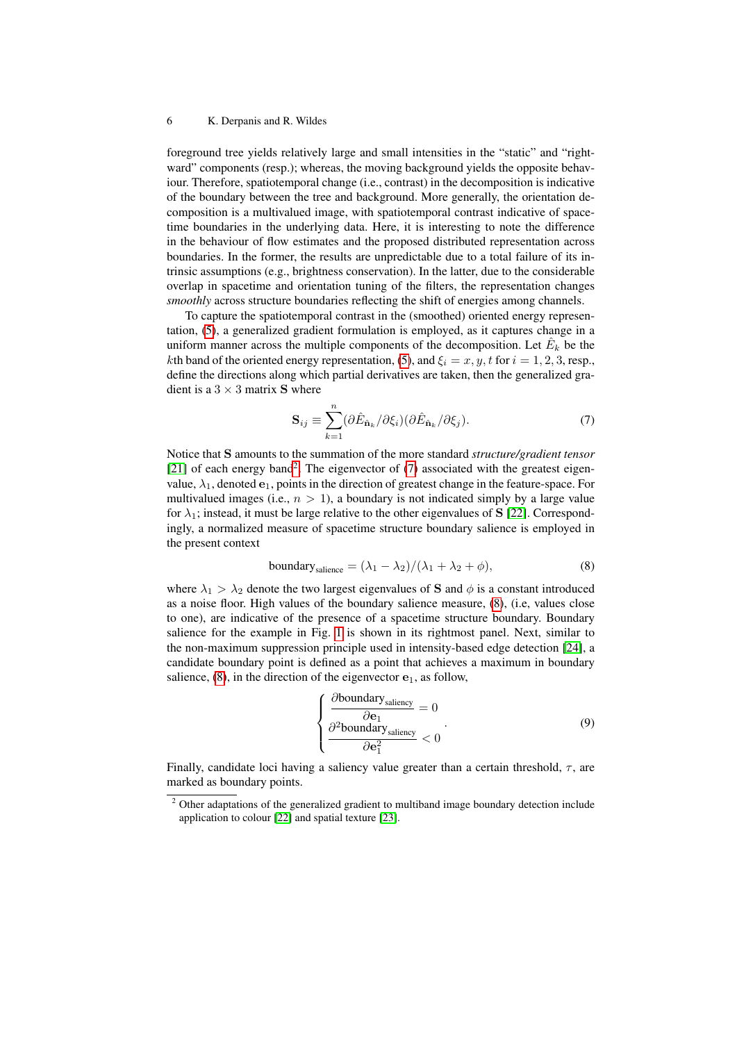foreground tree yields relatively large and small intensities in the "static" and "rightward" components (resp.); whereas, the moving background yields the opposite behaviour. Therefore, spatiotemporal change (i.e., contrast) in the decomposition is indicative of the boundary between the tree and background. More generally, the orientation decomposition is a multivalued image, with spatiotemporal contrast indicative of spacetime boundaries in the underlying data. Here, it is interesting to note the difference in the behaviour of flow estimates and the proposed distributed representation across boundaries. In the former, the results are unpredictable due to a total failure of its intrinsic assumptions (e.g., brightness conservation). In the latter, due to the considerable overlap in spacetime and orientation tuning of the filters, the representation changes *smoothly* across structure boundaries reflecting the shift of energies among channels.

To capture the spatiotemporal contrast in the (smoothed) oriented energy representation, (5), a generalized gradient formulation is employed, as it captures change in a uniform manner across the multiple components of the decomposition. Let $\hat{E}_k$ be the $k$th band of the oriented energy representation, (5), and $\xi_i = x, y, t$ for $i = 1, 2, 3$, resp., define the directions along which partial derivatives are taken, then the generalized gradient is a $3 \times 3$ matrix $\mathbf{S}$ where

$$\mathbf{S}_{ij} \equiv \sum_{k=1}^{n} (\partial \hat{E}_{\hat{\mathbf{n}}_k} / \partial \xi_i)(\partial \hat{E}_{\hat{\mathbf{n}}_k} / \partial \xi_j). \tag{7}$$

Notice that $\mathbf{S}$ amounts to the summation of the more standard *structure/gradient tensor* [21] of each energy band[2]. The eigenvector of (7) associated with the greatest eigenvalue, $\lambda_1$, denoted $\mathbf{e}_1$, points in the direction of greatest change in the feature-space. For multivalued images (i.e., $n > 1$), a boundary is not indicated simply by a large value for $\lambda_1$; instead, it must be large relative to the other eigenvalues of $\mathbf{S}$ [22]. Correspondingly, a normalized measure of spacetime structure boundary salience is employed in the present context

$$\text{boundary}_{\text{salience}} = (\lambda_1 - \lambda_2)/(\lambda_1 + \lambda_2 + \phi), \tag{8}$$

where $\lambda_1 > \lambda_2$ denote the two largest eigenvalues of $\mathbf{S}$ and $\phi$ is a constant introduced as a noise floor. High values of the boundary salience measure, (8), (i.e, values close to one), are indicative of the presence of a spacetime structure boundary. Boundary salience for the example in Fig. 1 is shown in its rightmost panel. Next, similar to the non-maximum suppression principle used in intensity-based edge detection [24], a candidate boundary point is defined as a point that achieves a maximum in boundary salience, (8), in the direction of the eigenvector $\mathbf{e}_1$, as follow,

$$\begin{cases} \dfrac{\partial \text{boundary}_{\text{saliency}}}{\partial \mathbf{e}_1} = 0 \\ \dfrac{\partial^2 \text{boundary}_{\text{saliency}}}{\partial \mathbf{e}_1^2} < 0 \end{cases}. \tag{9}$$

Finally, candidate loci having a saliency value greater than a certain threshold, $\tau$, are marked as boundary points.

[2] Other adaptations of the generalized gradient to multiband image boundary detection include application to colour [22] and spatial texture [23].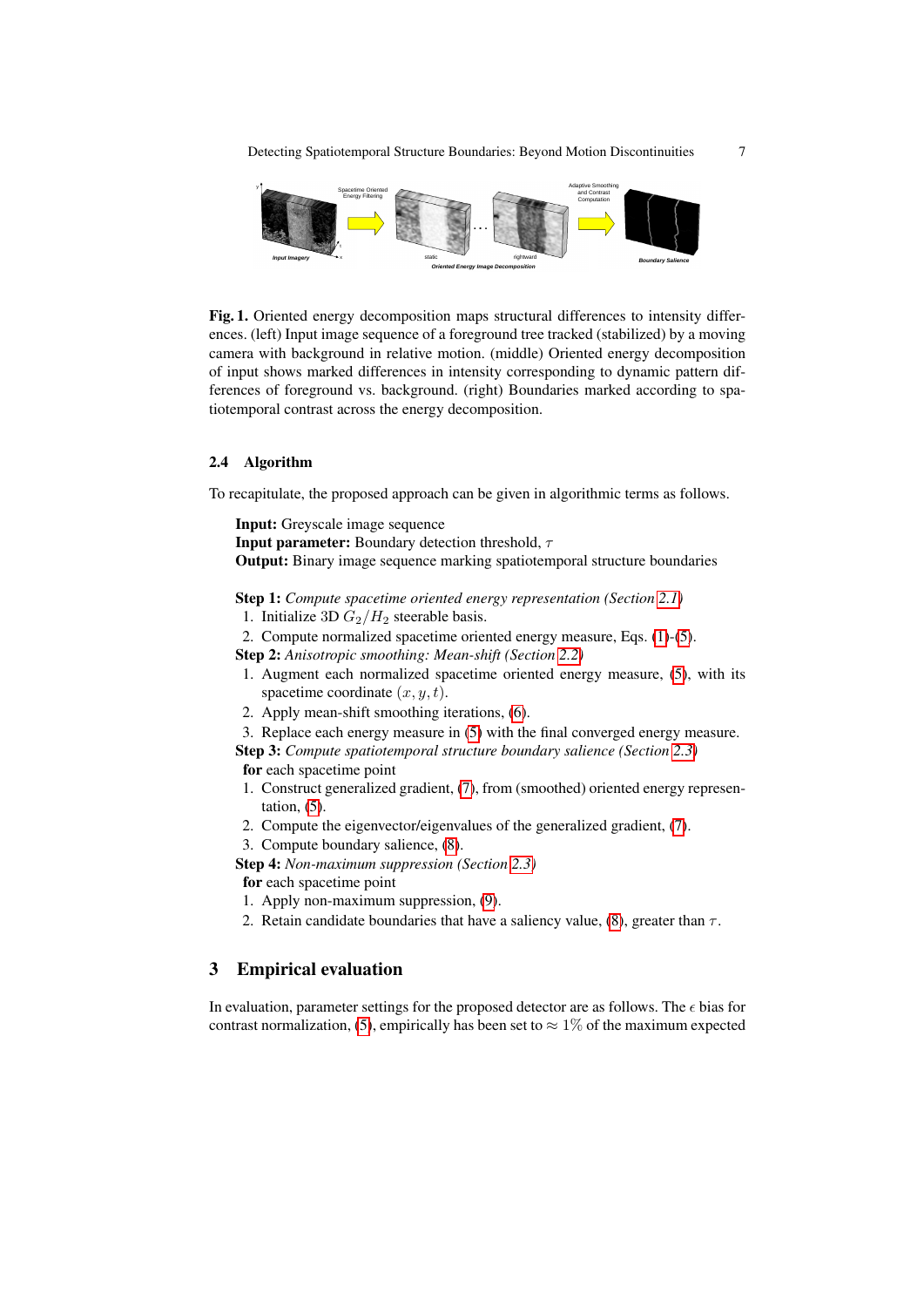**Fig. 1.** Oriented energy decomposition maps structural differences to intensity differences. (left) Input image sequence of a foreground tree tracked (stabilized) by a moving camera with background in relative motion. (middle) Oriented energy decomposition of input shows marked differences in intensity corresponding to dynamic pattern differences of foreground vs. background. (right) Boundaries marked according to spatiotemporal contrast across the energy decomposition.

### 2.4 Algorithm

To recapitulate, the proposed approach can be given in algorithmic terms as follows.

**Input:** Greyscale image sequence
**Input parameter:** Boundary detection threshold, $\tau$
**Output:** Binary image sequence marking spatiotemporal structure boundaries

**Step 1:** *Compute spacetime oriented energy representation (Section 2.1)*

1. Initialize 3D $G_2/H_2$ steerable basis.
2. Compute normalized spacetime oriented energy measure, Eqs. (1)-(5).

**Step 2:** *Anisotropic smoothing: Mean-shift (Section 2.2)*

1. Augment each normalized spacetime oriented energy measure, (5), with its spacetime coordinate $(x, y, t)$.
2. Apply mean-shift smoothing iterations, (6).
3. Replace each energy measure in (5) with the final converged energy measure.

**Step 3:** *Compute spatiotemporal structure boundary salience (Section 2.3)*
**for** each spacetime point

1. Construct generalized gradient, (7), from (smoothed) oriented energy representation, (5).
2. Compute the eigenvector/eigenvalues of the generalized gradient, (7).
3. Compute boundary salience, (8).

**Step 4:** *Non-maximum suppression (Section 2.3)*
**for** each spacetime point

1. Apply non-maximum suppression, (9).
2. Retain candidate boundaries that have a saliency value, (8), greater than $\tau$.

## 3 Empirical evaluation

In evaluation, parameter settings for the proposed detector are as follows. The $\epsilon$ bias for contrast normalization, (5), empirically has been set to $\approx 1\%$ of the maximum expected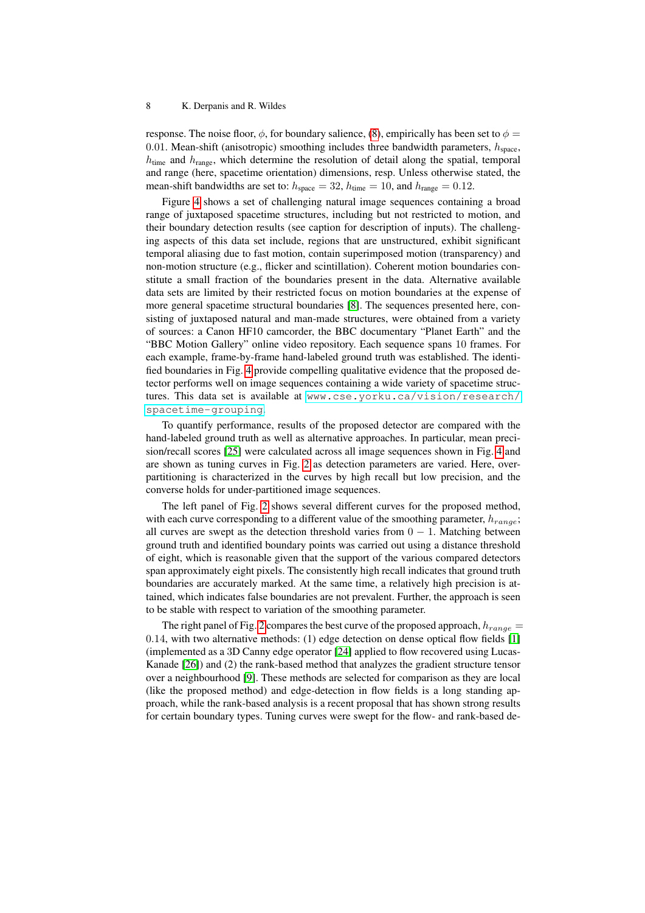response. The noise floor, $\phi$, for boundary salience, (8), empirically has been set to $\phi = 0.01$. Mean-shift (anisotropic) smoothing includes three bandwidth parameters, $h_{\text{space}}$, $h_{\text{time}}$ and $h_{\text{range}}$, which determine the resolution of detail along the spatial, temporal and range (here, spacetime orientation) dimensions, resp. Unless otherwise stated, the mean-shift bandwidths are set to: $h_{\text{space}} = 32$, $h_{\text{time}} = 10$, and $h_{\text{range}} = 0.12$.

Figure 4 shows a set of challenging natural image sequences containing a broad range of juxtaposed spacetime structures, including but not restricted to motion, and their boundary detection results (see caption for description of inputs). The challenging aspects of this data set include, regions that are unstructured, exhibit significant temporal aliasing due to fast motion, contain superimposed motion (transparency) and non-motion structure (e.g., flicker and scintillation). Coherent motion boundaries constitute a small fraction of the boundaries present in the data. Alternative available data sets are limited by their restricted focus on motion boundaries at the expense of more general spacetime structural boundaries [8]. The sequences presented here, consisting of juxtaposed natural and man-made structures, were obtained from a variety of sources: a Canon HF10 camcorder, the BBC documentary "Planet Earth" and the "BBC Motion Gallery" online video repository. Each sequence spans 10 frames. For each example, frame-by-frame hand-labeled ground truth was established. The identified boundaries in Fig. 4 provide compelling qualitative evidence that the proposed detector performs well on image sequences containing a wide variety of spacetime structures. This data set is available at `www.cse.yorku.ca/vision/research/spacetime-grouping`.

To quantify performance, results of the proposed detector are compared with the hand-labeled ground truth as well as alternative approaches. In particular, mean precision/recall scores [25] were calculated across all image sequences shown in Fig. 4 and are shown as tuning curves in Fig. 2 as detection parameters are varied. Here, over-partitioning is characterized in the curves by high recall but low precision, and the converse holds for under-partitioned image sequences.

The left panel of Fig. 2 shows several different curves for the proposed method, with each curve corresponding to a different value of the smoothing parameter, $h_{range}$; all curves are swept as the detection threshold varies from $0 - 1$. Matching between ground truth and identified boundary points was carried out using a distance threshold of eight, which is reasonable given that the support of the various compared detectors span approximately eight pixels. The consistently high recall indicates that ground truth boundaries are accurately marked. At the same time, a relatively high precision is attained, which indicates false boundaries are not prevalent. Further, the approach is seen to be stable with respect to variation of the smoothing parameter.

The right panel of Fig. 2 compares the best curve of the proposed approach, $h_{range} = 0.14$, with two alternative methods: (1) edge detection on dense optical flow fields [1] (implemented as a 3D Canny edge operator [24] applied to flow recovered using Lucas-Kanade [26]) and (2) the rank-based method that analyzes the gradient structure tensor over a neighbourhood [9]. These methods are selected for comparison as they are local (like the proposed method) and edge-detection in flow fields is a long standing approach, while the rank-based analysis is a recent proposal that has shown strong results for certain boundary types. Tuning curves were swept for the flow- and rank-based de-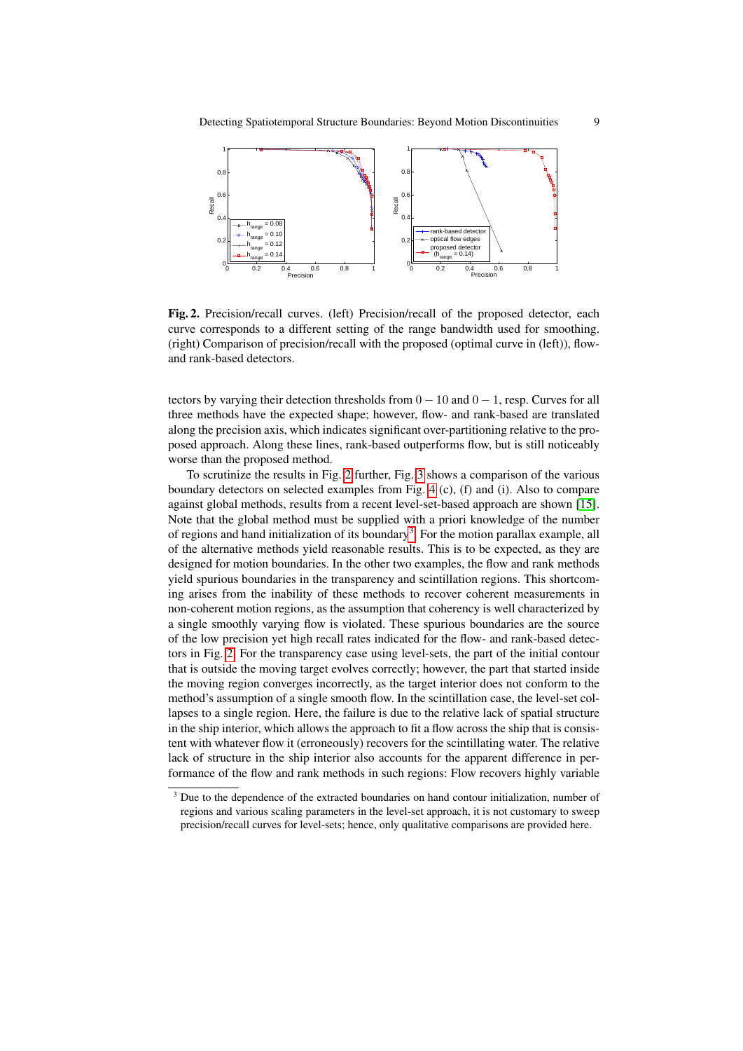Recall

Precision

$h_{range}$ = 0.08

$h_{range}$ = 0.10

$h_{range}$ = 0.12

$h_{range}$ = 0.14

Recall

Precision

rank-based detector

optical flow edges

proposed detector ($h_{range}$ = 0.14)

**Fig. 2.** Precision/recall curves. (left) Precision/recall of the proposed detector, each curve corresponds to a different setting of the range bandwidth used for smoothing. (right) Comparison of precision/recall with the proposed (optimal curve in (left)), flow- and rank-based detectors.

tectors by varying their detection thresholds from $0-10$ and $0-1$, resp. Curves for all three methods have the expected shape; however, flow- and rank-based are translated along the precision axis, which indicates significant over-partitioning relative to the proposed approach. Along these lines, rank-based outperforms flow, but is still noticeably worse than the proposed method.

To scrutinize the results in Fig. 2 further, Fig. 3 shows a comparison of the various boundary detectors on selected examples from Fig. 4 (c), (f) and (i). Also to compare against global methods, results from a recent level-set-based approach are shown [15]. Note that the global method must be supplied with a priori knowledge of the number of regions and hand initialization of its boundary[3]. For the motion parallax example, all of the alternative methods yield reasonable results. This is to be expected, as they are designed for motion boundaries. In the other two examples, the flow and rank methods yield spurious boundaries in the transparency and scintillation regions. This shortcoming arises from the inability of these methods to recover coherent measurements in non-coherent motion regions, as the assumption that coherency is well characterized by a single smoothly varying flow is violated. These spurious boundaries are the source of the low precision yet high recall rates indicated for the flow- and rank-based detectors in Fig. 2. For the transparency case using level-sets, the part of the initial contour that is outside the moving target evolves correctly; however, the part that started inside the moving region converges incorrectly, as the target interior does not conform to the method's assumption of a single smooth flow. In the scintillation case, the level-set collapses to a single region. Here, the failure is due to the relative lack of spatial structure in the ship interior, which allows the approach to fit a flow across the ship that is consistent with whatever flow it (erroneously) recovers for the scintillating water. The relative lack of structure in the ship interior also accounts for the apparent difference in performance of the flow and rank methods in such regions: Flow recovers highly variable

[3] Due to the dependence of the extracted boundaries on hand contour initialization, number of regions and various scaling parameters in the level-set approach, it is not customary to sweep precision/recall curves for level-sets; hence, only qualitative comparisons are provided here.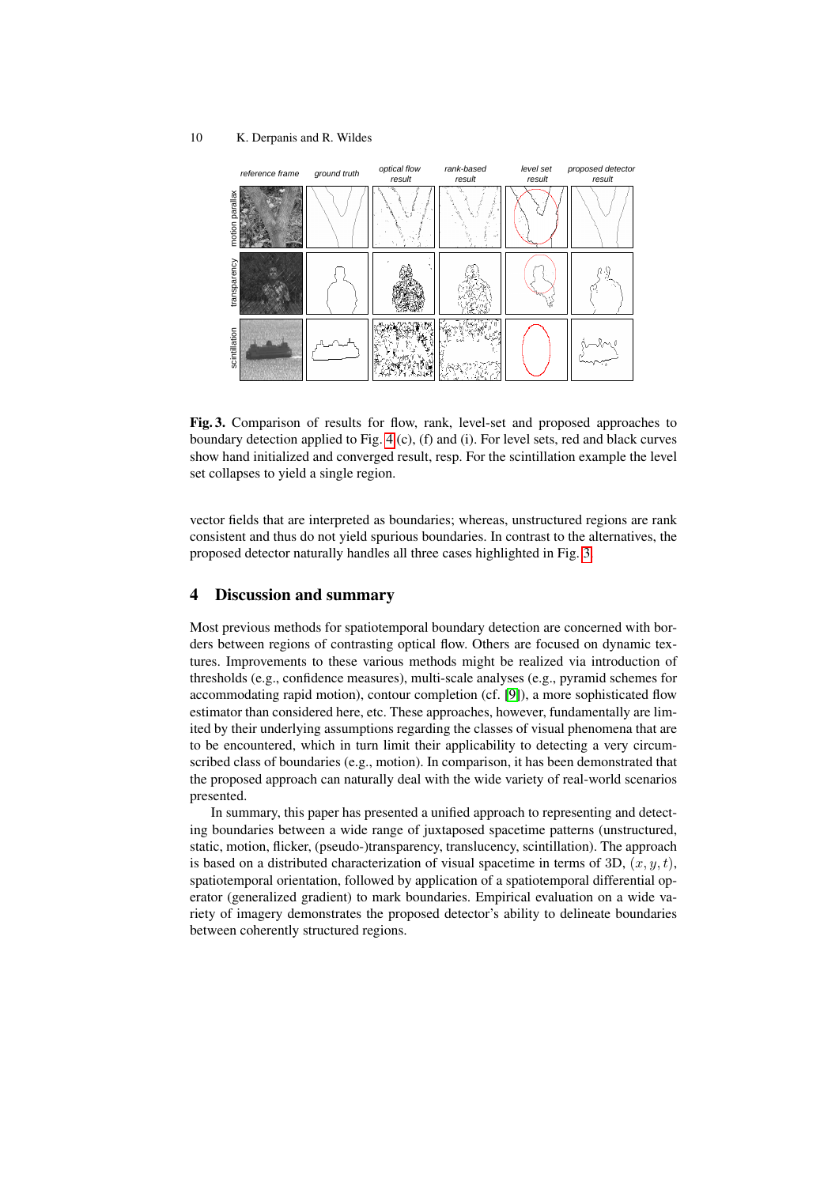**Fig. 3.** Comparison of results for flow, rank, level-set and proposed approaches to boundary detection applied to Fig. 4 (c), (f) and (i). For level sets, red and black curves show hand initialized and converged result, resp. For the scintillation example the level set collapses to yield a single region.

vector fields that are interpreted as boundaries; whereas, unstructured regions are rank consistent and thus do not yield spurious boundaries. In contrast to the alternatives, the proposed detector naturally handles all three cases highlighted in Fig. 3.

## 4 Discussion and summary

Most previous methods for spatiotemporal boundary detection are concerned with borders between regions of contrasting optical flow. Others are focused on dynamic textures. Improvements to these various methods might be realized via introduction of thresholds (e.g., confidence measures), multi-scale analyses (e.g., pyramid schemes for accommodating rapid motion), contour completion (cf. [9]), a more sophisticated flow estimator than considered here, etc. These approaches, however, fundamentally are limited by their underlying assumptions regarding the classes of visual phenomena that are to be encountered, which in turn limit their applicability to detecting a very circumscribed class of boundaries (e.g., motion). In comparison, it has been demonstrated that the proposed approach can naturally deal with the wide variety of real-world scenarios presented.

In summary, this paper has presented a unified approach to representing and detecting boundaries between a wide range of juxtaposed spacetime patterns (unstructured, static, motion, flicker, (pseudo-)transparency, translucency, scintillation). The approach is based on a distributed characterization of visual spacetime in terms of 3D, $(x, y, t)$, spatiotemporal orientation, followed by application of a spatiotemporal differential operator (generalized gradient) to mark boundaries. Empirical evaluation on a wide variety of imagery demonstrates the proposed detector's ability to delineate boundaries between coherently structured regions.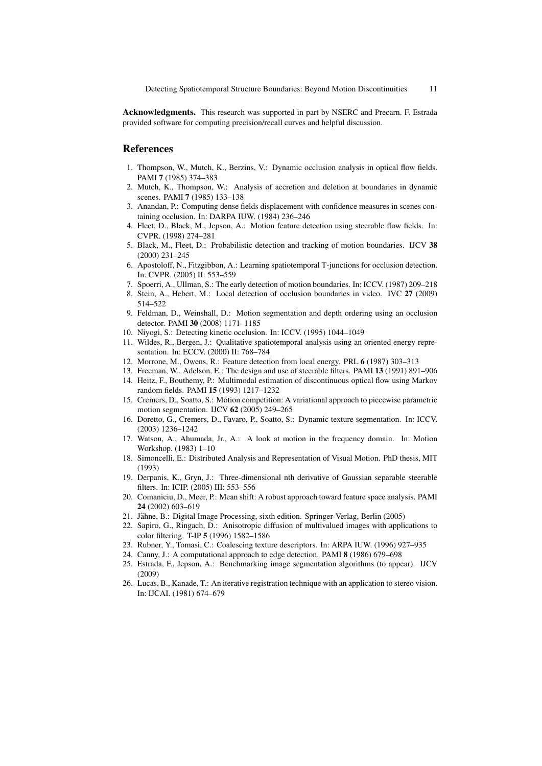**Acknowledgments.** This research was supported in part by NSERC and Precarn. F. Estrada provided software for computing precision/recall curves and helpful discussion.

## References

1. Thompson, W., Mutch, K., Berzins, V.: Dynamic occlusion analysis in optical flow fields. PAMI **7** (1985) 374–383
2. Mutch, K., Thompson, W.: Analysis of accretion and deletion at boundaries in dynamic scenes. PAMI **7** (1985) 133–138
3. Anandan, P.: Computing dense fields displacement with confidence measures in scenes containing occlusion. In: DARPA IUW. (1984) 236–246
4. Fleet, D., Black, M., Jepson, A.: Motion feature detection using steerable flow fields. In: CVPR. (1998) 274–281
5. Black, M., Fleet, D.: Probabilistic detection and tracking of motion boundaries. IJCV **38** (2000) 231–245
6. Apostoloff, N., Fitzgibbon, A.: Learning spatiotemporal T-junctions for occlusion detection. In: CVPR. (2005) II: 553–559
7. Spoerri, A., Ullman, S.: The early detection of motion boundaries. In: ICCV. (1987) 209–218
8. Stein, A., Hebert, M.: Local detection of occlusion boundaries in video. IVC **27** (2009) 514–522
9. Feldman, D., Weinshall, D.: Motion segmentation and depth ordering using an occlusion detector. PAMI **30** (2008) 1171–1185
10. Niyogi, S.: Detecting kinetic occlusion. In: ICCV. (1995) 1044–1049
11. Wildes, R., Bergen, J.: Qualitative spatiotemporal analysis using an oriented energy representation. In: ECCV. (2000) II: 768–784
12. Morrone, M., Owens, R.: Feature detection from local energy. PRL **6** (1987) 303–313
13. Freeman, W., Adelson, E.: The design and use of steerable filters. PAMI **13** (1991) 891–906
14. Heitz, F., Bouthemy, P.: Multimodal estimation of discontinuous optical flow using Markov random fields. PAMI **15** (1993) 1217–1232
15. Cremers, D., Soatto, S.: Motion competition: A variational approach to piecewise parametric motion segmentation. IJCV **62** (2005) 249–265
16. Doretto, G., Cremers, D., Favaro, P., Soatto, S.: Dynamic texture segmentation. In: ICCV. (2003) 1236–1242
17. Watson, A., Ahumada, Jr., A.: A look at motion in the frequency domain. In: Motion Workshop. (1983) 1–10
18. Simoncelli, E.: Distributed Analysis and Representation of Visual Motion. PhD thesis, MIT (1993)
19. Derpanis, K., Gryn, J.: Three-dimensional nth derivative of Gaussian separable steerable filters. In: ICIP. (2005) III: 553–556
20. Comaniciu, D., Meer, P.: Mean shift: A robust approach toward feature space analysis. PAMI **24** (2002) 603–619
21. Jähne, B.: Digital Image Processing, sixth edition. Springer-Verlag, Berlin (2005)
22. Sapiro, G., Ringach, D.: Anisotropic diffusion of multivalued images with applications to color filtering. T-IP **5** (1996) 1582–1586
23. Rubner, Y., Tomasi, C.: Coalescing texture descriptors. In: ARPA IUW. (1996) 927–935
24. Canny, J.: A computational approach to edge detection. PAMI **8** (1986) 679–698
25. Estrada, F., Jepson, A.: Benchmarking image segmentation algorithms (to appear). IJCV (2009)
26. Lucas, B., Kanade, T.: An iterative registration technique with an application to stereo vision. In: IJCAI. (1981) 674–679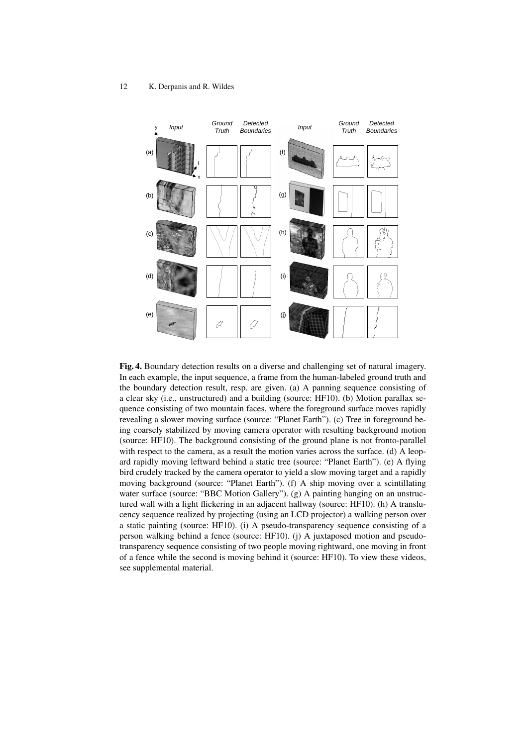y Input

Ground Truth

Detected Boundaries

Input

Ground Truth

Detected Boundaries

(a)

t

x

(b)

(c)

(d)

(e)

(f)

(g)

(h)

(i)

(j)

**Fig. 4.** Boundary detection results on a diverse and challenging set of natural imagery. In each example, the input sequence, a frame from the human-labeled ground truth and the boundary detection result, resp. are given. (a) A panning sequence consisting of a clear sky (i.e., unstructured) and a building (source: HF10). (b) Motion parallax sequence consisting of two mountain faces, where the foreground surface moves rapidly revealing a slower moving surface (source: "Planet Earth"). (c) Tree in foreground being coarsely stabilized by moving camera operator with resulting background motion (source: HF10). The background consisting of the ground plane is not fronto-parallel with respect to the camera, as a result the motion varies across the surface. (d) A leopard rapidly moving leftward behind a static tree (source: "Planet Earth"). (e) A flying bird crudely tracked by the camera operator to yield a slow moving target and a rapidly moving background (source: "Planet Earth"). (f) A ship moving over a scintillating water surface (source: "BBC Motion Gallery"). (g) A painting hanging on an unstructured wall with a light flickering in an adjacent hallway (source: HF10). (h) A translucency sequence realized by projecting (using an LCD projector) a walking person over a static painting (source: HF10). (i) A pseudo-transparency sequence consisting of a person walking behind a fence (source: HF10). (j) A juxtaposed motion and pseudo-transparency sequence consisting of two people moving rightward, one moving in front of a fence while the second is moving behind it (source: HF10). To view these videos, see supplemental material.